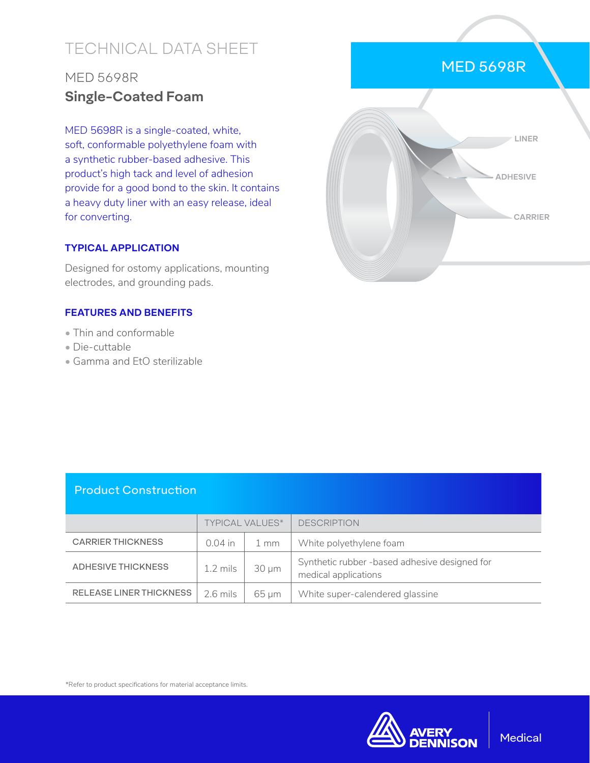# TECHNICAL DATA SHEET

## MED 5698R

## **Single-Coated Foam**

MED 5698R is a single-coated, white, soft, conformable polyethylene foam with a synthetic rubber-based adhesive. This product's high tack and level of adhesion provide for a good bond to the skin. It contains a heavy duty liner with an easy release, ideal for converting.

### TYPICAL APPLICATION

Designed for ostomy applications, mounting electrodes, and grounding pads.

### FEATURES AND BENEFITS

- Thin and conformable
- Die-cuttable
- Gamma and EtO sterilizable

MED 5698R

LINER

ADHESIVE

CARRIER

### Product Construction

| | TYPICAL VALUES* | | DESCRIPTION |
|---|---|---|---|
| CARRIER THICKNESS | 0.04 in | 1 mm | White polyethylene foam |
| ADHESIVE THICKNESS | 1.2 mils | 30 µm | Synthetic rubber -based adhesive designed for medical applications |
| RELEASE LINER THICKNESS | 2.6 mils | 65 µm | White super-calendered glassine |

*Refer to product specifications for material acceptance limits.

AVERY DENNISON | Medical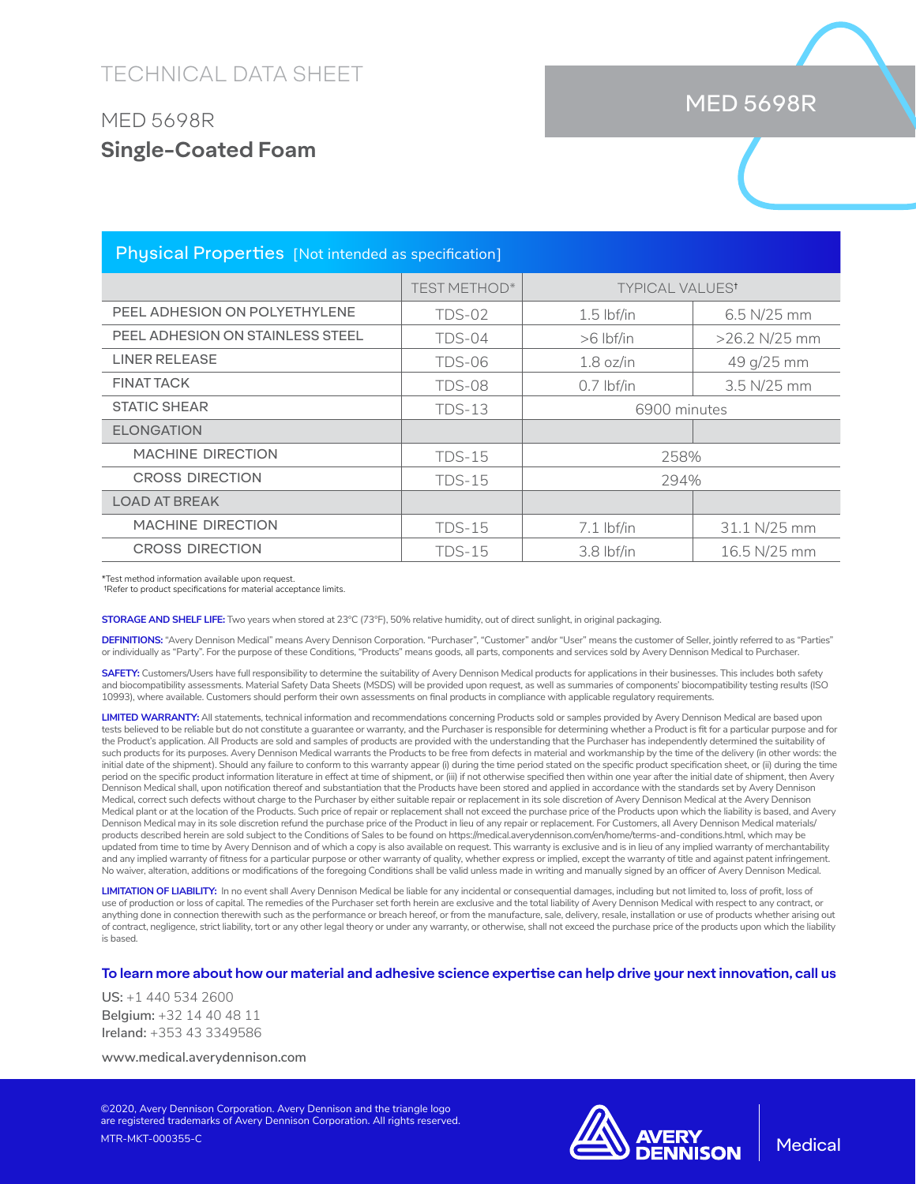# TECHNICAL DATA SHEET

## MED 5698R

## Single-Coated Foam

MED 5698R

### Physical Properties [Not intended as specification]

| | TEST METHOD* | TYPICAL VALUES† | |
|---|---|---|---|
| PEEL ADHESION ON POLYETHYLENE | TDS-02 | 1.5 lbf/in | 6.5 N/25 mm |
| PEEL ADHESION ON STAINLESS STEEL | TDS-04 | >6 lbf/in | >26.2 N/25 mm |
| LINER RELEASE | TDS-06 | 1.8 oz/in | 49 g/25 mm |
| FINAT TACK | TDS-08 | 0.7 lbf/in | 3.5 N/25 mm |
| STATIC SHEAR | TDS-13 | 6900 minutes | |
| ELONGATION | | | |
| MACHINE DIRECTION | TDS-15 | 258% | |
| CROSS DIRECTION | TDS-15 | 294% | |
| LOAD AT BREAK | | | |
| MACHINE DIRECTION | TDS-15 | 7.1 lbf/in | 31.1 N/25 mm |
| CROSS DIRECTION | TDS-15 | 3.8 lbf/in | 16.5 N/25 mm |

*Test method information available upon request.
†Refer to product specifications for material acceptance limits.

**STORAGE AND SHELF LIFE:** Two years when stored at 23°C (73°F), 50% relative humidity, out of direct sunlight, in original packaging.

**DEFINITIONS:** "Avery Dennison Medical" means Avery Dennison Corporation. "Purchaser", "Customer" and/or "User" means the customer of Seller, jointly referred to as "Parties" or individually as "Party". For the purpose of these Conditions, "Products" means goods, all parts, components and services sold by Avery Dennison Medical to Purchaser.

**SAFETY:** Customers/Users have full responsibility to determine the suitability of Avery Dennison Medical products for applications in their businesses. This includes both safety and biocompatibility assessments. Material Safety Data Sheets (MSDS) will be provided upon request, as well as summaries of components' biocompatibility testing results (ISO 10993), where available. Customers should perform their own assessments on final products in compliance with applicable regulatory requirements.

**LIMITED WARRANTY:** All statements, technical information and recommendations concerning Products sold or samples provided by Avery Dennison Medical are based upon tests believed to be reliable but do not constitute a guarantee or warranty, and the Purchaser is responsible for determining whether a Product is fit for a particular purpose and for the Product's application. All Products are sold and samples of products are provided with the understanding that the Purchaser has independently determined the suitability of such products for its purposes. Avery Dennison Medical warrants the Products to be free from defects in material and workmanship by the time of the delivery (in other words: the initial date of the shipment). Should any failure to conform to this warranty appear (i) during the time period stated on the specific product specification sheet, or (ii) during the time period on the specific product information literature in effect at time of shipment, or (iii) if not otherwise specified then within one year after the initial date of shipment, then Avery Dennison Medical shall, upon notification thereof and substantiation that the Products have been stored and applied in accordance with the standards set by Avery Dennison Medical, correct such defects without charge to the Purchaser by either suitable repair or replacement in its sole discretion of Avery Dennison Medical at the Avery Dennison Medical plant or at the location of the Products. Such price of repair or replacement shall not exceed the purchase price of the Products upon which the liability is based, and Avery Dennison Medical may in its sole discretion refund the purchase price of the Product in lieu of any repair or replacement. For Customers, all Avery Dennison Medical materials/ products described herein are sold subject to the Conditions of Sales to be found on https://medical.averydennison.com/en/home/terms-and-conditions.html, which may be updated from time to time by Avery Dennison and of which a copy is also available on request. This warranty is exclusive and is in lieu of any implied warranty of merchantability and any implied warranty of fitness for a particular purpose or other warranty of quality, whether express or implied, except the warranty of title and against patent infringement. No waiver, alteration, additions or modifications of the foregoing Conditions shall be valid unless made in writing and manually signed by an officer of Avery Dennison Medical.

**LIMITATION OF LIABILITY:** In no event shall Avery Dennison Medical be liable for any incidental or consequential damages, including but not limited to, loss of profit, loss of use of production or loss of capital. The remedies of the Purchaser set forth herein are exclusive and the total liability of Avery Dennison Medical with respect to any contract, or anything done in connection therewith such as the performance or breach hereof, or from the manufacture, sale, delivery, resale, installation or use of products whether arising out of contract, negligence, strict liability, tort or any other legal theory or under any warranty, or otherwise, shall not exceed the purchase price of the products upon which the liability is based.

**To learn more about how our material and adhesive science expertise can help drive your next innovation, call us**

US: +1 440 534 2600
Belgium: +32 14 40 48 11
Ireland: +353 43 3349586

www.medical.averydennison.com

©2020, Avery Dennison Corporation. Avery Dennison and the triangle logo are registered trademarks of Avery Dennison Corporation. All rights reserved.

MTR-MKT-000355-C

AVERY DENNISON Medical